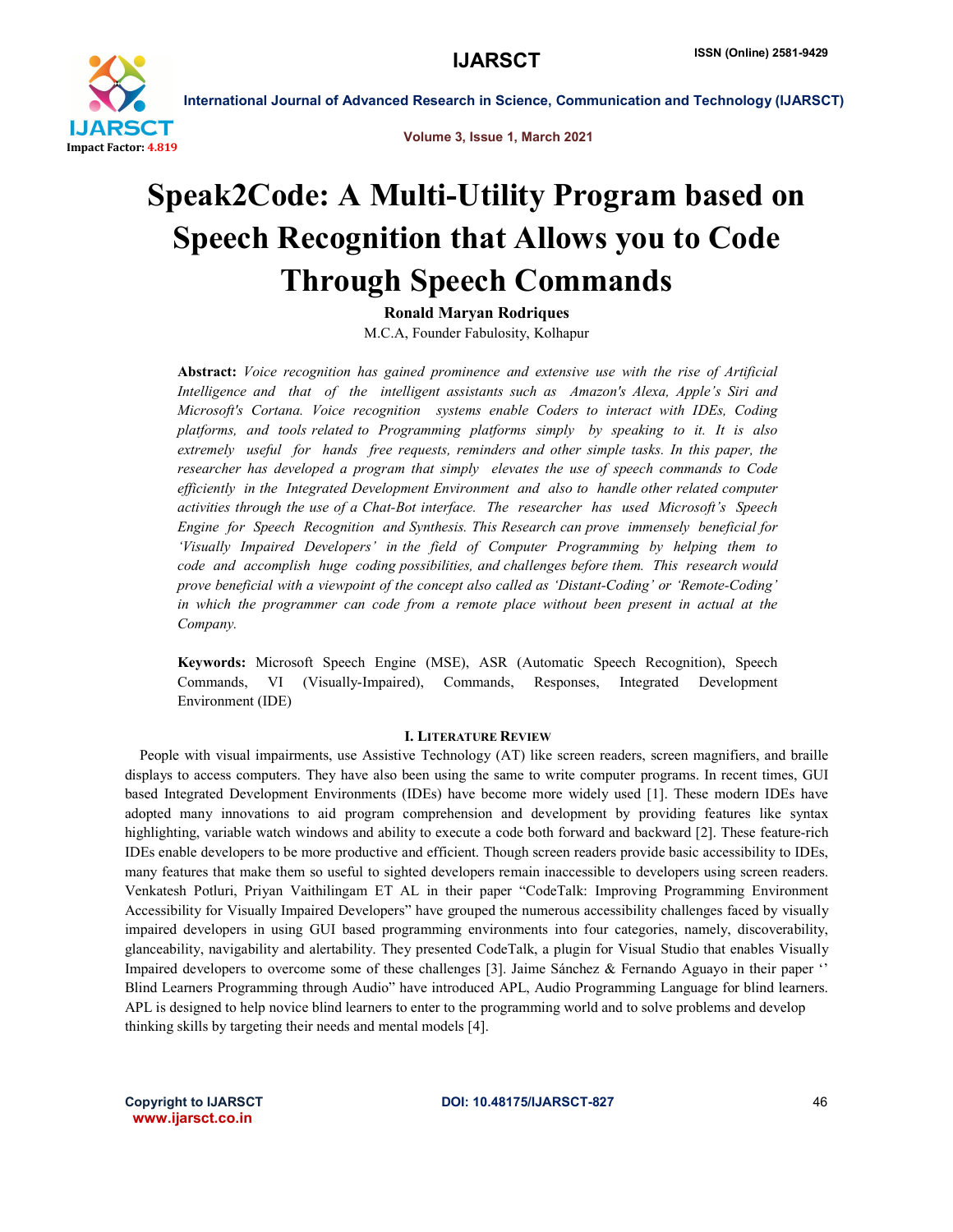# Speak2Code: A Multi-Utility Program based on Speech Recognition that Allows you to Code Through Speech Commands

**Ronald Maryan Rodriques**

M.C.A, Founder Fabulosity, Kolhapur

**Abstract:** *Voice recognition has gained prominence and extensive use with the rise of Artificial Intelligence and that of the intelligent assistants such as Amazon's Alexa, Apple's Siri and Microsoft's Cortana. Voice recognition systems enable Coders to interact with IDEs, Coding platforms, and tools related to Programming platforms simply by speaking to it. It is also extremely useful for hands free requests, reminders and other simple tasks. In this paper, the researcher has developed a program that simply elevates the use of speech commands to Code efficiently in the Integrated Development Environment and also to handle other related computer activities through the use of a Chat-Bot interface. The researcher has used Microsoft's Speech Engine for Speech Recognition and Synthesis. This Research can prove immensely beneficial for 'Visually Impaired Developers' in the field of Computer Programming by helping them to code and accomplish huge coding possibilities, and challenges before them. This research would prove beneficial with a viewpoint of the concept also called as 'Distant-Coding' or 'Remote-Coding' in which the programmer can code from a remote place without been present in actual at the Company.*

**Keywords:** Microsoft Speech Engine (MSE), ASR (Automatic Speech Recognition), Speech Commands, VI (Visually-Impaired), Commands, Responses, Integrated Development Environment (IDE)

## I. Literature Review

People with visual impairments, use Assistive Technology (AT) like screen readers, screen magnifiers, and braille displays to access computers. They have also been using the same to write computer programs. In recent times, GUI based Integrated Development Environments (IDEs) have become more widely used [1]. These modern IDEs have adopted many innovations to aid program comprehension and development by providing features like syntax highlighting, variable watch windows and ability to execute a code both forward and backward [2]. These feature-rich IDEs enable developers to be more productive and efficient. Though screen readers provide basic accessibility to IDEs, many features that make them so useful to sighted developers remain inaccessible to developers using screen readers. Venkatesh Potluri, Priyan Vaithilingam ET AL in their paper "CodeTalk: Improving Programming Environment Accessibility for Visually Impaired Developers" have grouped the numerous accessibility challenges faced by visually impaired developers in using GUI based programming environments into four categories, namely, discoverability, glanceability, navigability and alertability. They presented CodeTalk, a plugin for Visual Studio that enables Visually Impaired developers to overcome some of these challenges [3]. Jaime Sánchez & Fernando Aguayo in their paper '' Blind Learners Programming through Audio" have introduced APL, Audio Programming Language for blind learners. APL is designed to help novice blind learners to enter to the programming world and to solve problems and develop thinking skills by targeting their needs and mental models [4].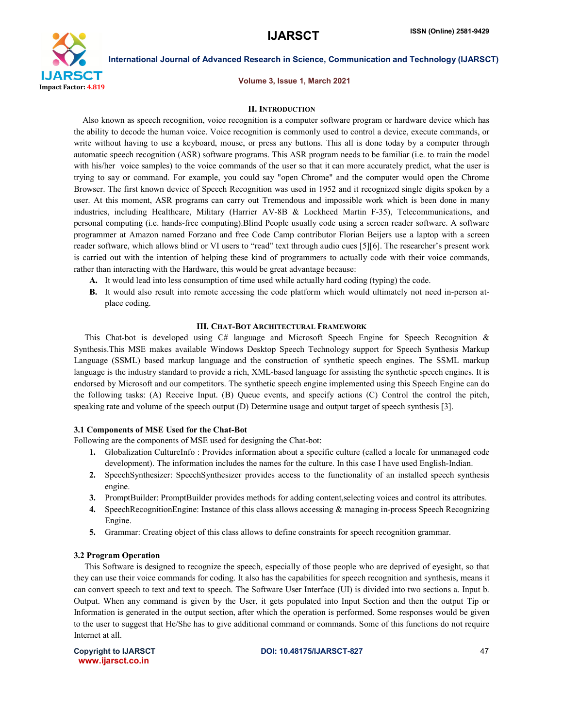## II. Introduction

Also known as speech recognition, voice recognition is a computer software program or hardware device which has the ability to decode the human voice. Voice recognition is commonly used to control a device, execute commands, or write without having to use a keyboard, mouse, or press any buttons. This all is done today by a computer through automatic speech recognition (ASR) software programs. This ASR program needs to be familiar (i.e. to train the model with his/her voice samples) to the voice commands of the user so that it can more accurately predict, what the user is trying to say or command. For example, you could say "open Chrome" and the computer would open the Chrome Browser. The first known device of Speech Recognition was used in 1952 and it recognized single digits spoken by a user. At this moment, ASR programs can carry out Tremendous and impossible work which is been done in many industries, including Healthcare, Military (Harrier AV-8B & Lockheed Martin F-35), Telecommunications, and personal computing (i.e. hands-free computing).Blind People usually code using a screen reader software. A software programmer at Amazon named Forzano and free Code Camp contributor Florian Beijers use a laptop with a screen reader software, which allows blind or VI users to "read" text through audio cues [5][6]. The researcher's present work is carried out with the intention of helping these kind of programmers to actually code with their voice commands, rather than interacting with the Hardware, this would be great advantage because:

- **A.** It would lead into less consumption of time used while actually hard coding (typing) the code.
- **B.** It would also result into remote accessing the code platform which would ultimately not need in-person at-place coding.

## III. Chat-Bot Architectural Framework

This Chat-bot is developed using C# language and Microsoft Speech Engine for Speech Recognition & Synthesis.This MSE makes available Windows Desktop Speech Technology support for Speech Synthesis Markup Language (SSML) based markup language and the construction of synthetic speech engines. The SSML markup language is the industry standard to provide a rich, XML-based language for assisting the synthetic speech engines. It is endorsed by Microsoft and our competitors. The synthetic speech engine implemented using this Speech Engine can do the following tasks: (A) Receive Input. (B) Queue events, and specify actions (C) Control the control the pitch, speaking rate and volume of the speech output (D) Determine usage and output target of speech synthesis [3].

### 3.1 Components of MSE Used for the Chat-Bot

Following are the components of MSE used for designing the Chat-bot:

1. Globalization CultureInfo : Provides information about a specific culture (called a locale for unmanaged code development). The information includes the names for the culture. In this case I have used English-Indian.
2. SpeechSynthesizer: SpeechSynthesizer provides access to the functionality of an installed speech synthesis engine.
3. PromptBuilder: PromptBuilder provides methods for adding content,selecting voices and control its attributes.
4. SpeechRecognitionEngine: Instance of this class allows accessing & managing in-process Speech Recognizing Engine.
5. Grammar: Creating object of this class allows to define constraints for speech recognition grammar.

### 3.2 Program Operation

This Software is designed to recognize the speech, especially of those people who are deprived of eyesight, so that they can use their voice commands for coding. It also has the capabilities for speech recognition and synthesis, means it can convert speech to text and text to speech. The Software User Interface (UI) is divided into two sections a. Input b. Output. When any command is given by the User, it gets populated into Input Section and then the output Tip or Information is generated in the output section, after which the operation is performed. Some responses would be given to the user to suggest that He/She has to give additional command or commands. Some of this functions do not require Internet at all.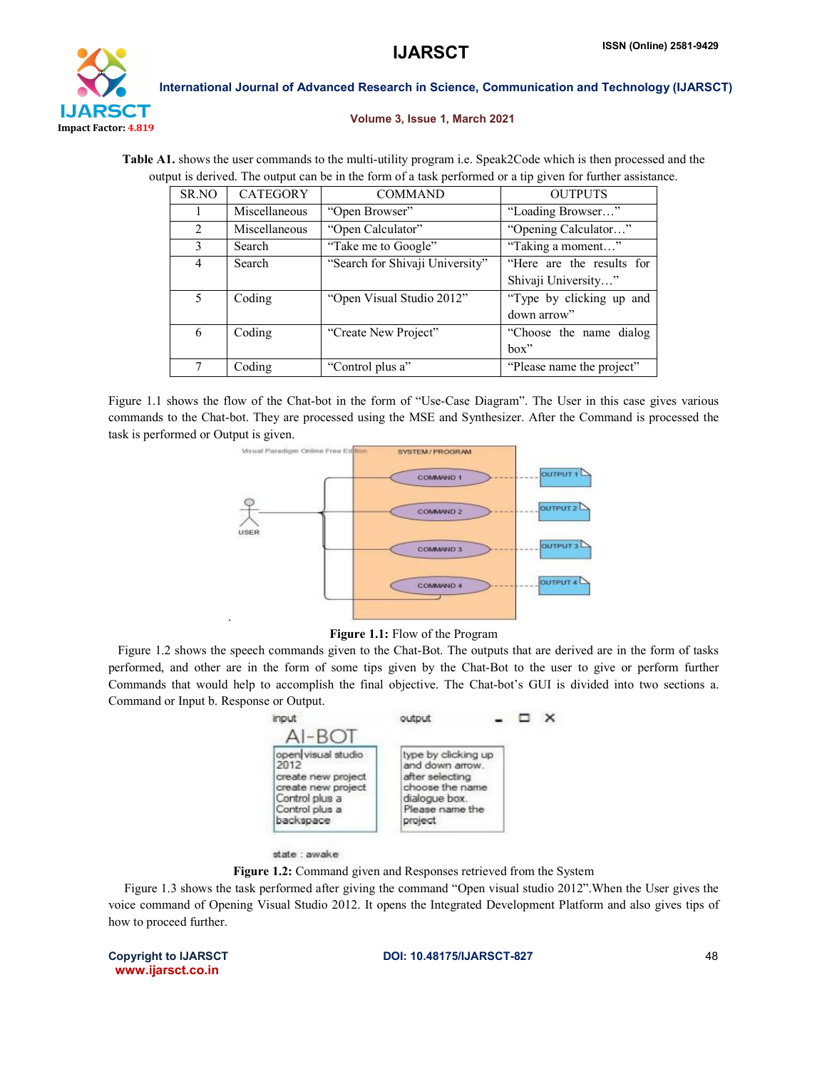**Table A1.** shows the user commands to the multi-utility program i.e. Speak2Code which is then processed and the output is derived. The output can be in the form of a task performed or a tip given for further assistance.

| SR.NO | CATEGORY | COMMAND | OUTPUTS |
|---|---|---|---|
| 1 | Miscellaneous | "Open Browser" | "Loading Browser…" |
| 2 | Miscellaneous | "Open Calculator" | "Opening Calculator…" |
| 3 | Search | "Take me to Google" | "Taking a moment…" |
| 4 | Search | "Search for Shivaji University" | "Here are the results for Shivaji University…" |
| 5 | Coding | "Open Visual Studio 2012" | "Type by clicking up and down arrow" |
| 6 | Coding | "Create New Project" | "Choose the name dialog box" |
| 7 | Coding | "Control plus a" | "Please name the project" |

Figure 1.1 shows the flow of the Chat-bot in the form of "Use-Case Diagram". The User in this case gives various commands to the Chat-bot. They are processed using the MSE and Synthesizer. After the Command is processed the task is performed or Output is given.

**Figure 1.1:** Flow of the Program

Figure 1.2 shows the speech commands given to the Chat-Bot. The outputs that are derived are in the form of tasks performed, and other are in the form of some tips given by the Chat-Bot to the user to give or perform further Commands that would help to accomplish the final objective. The Chat-bot's GUI is divided into two sections a. Command or Input b. Response or Output.

**Figure 1.2:** Command given and Responses retrieved from the System

Figure 1.3 shows the task performed after giving the command "Open visual studio 2012".When the User gives the voice command of Opening Visual Studio 2012. It opens the Integrated Development Platform and also gives tips of how to proceed further.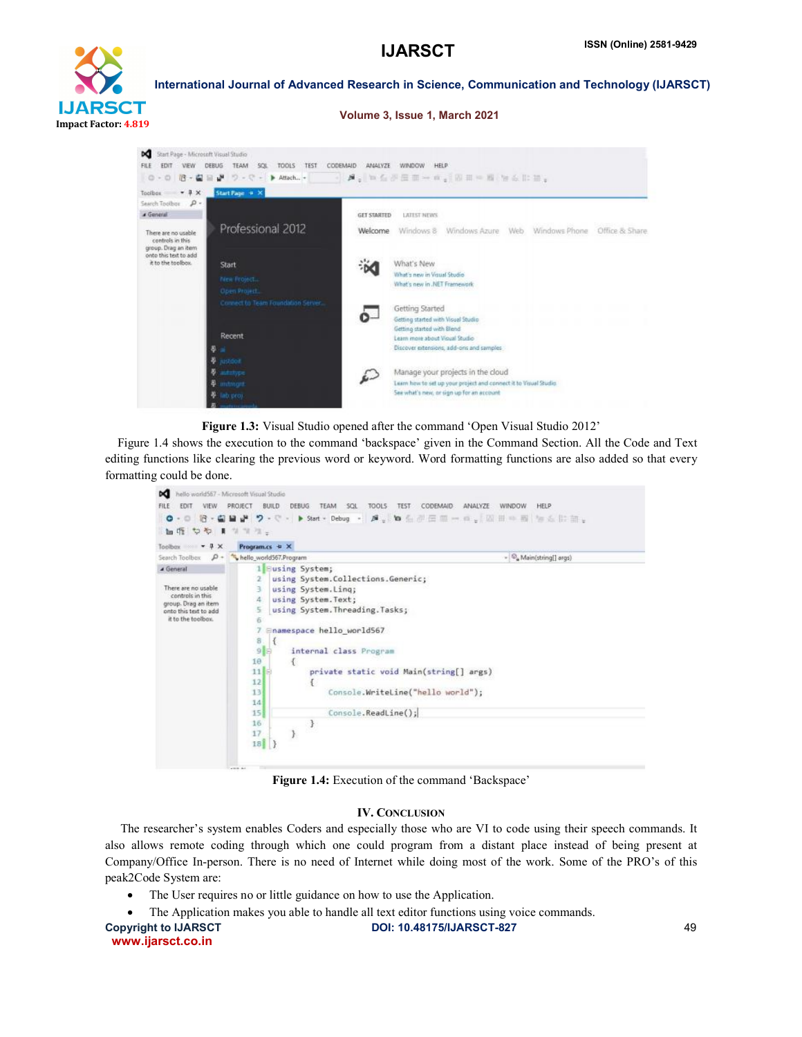**Figure 1.3:** Visual Studio opened after the command 'Open Visual Studio 2012'

Figure 1.4 shows the execution to the command 'backspace' given in the Command Section. All the Code and Text editing functions like clearing the previous word or keyword. Word formatting functions are also added so that every formatting could be done.

**Figure 1.4:** Execution of the command 'Backspace'

## IV. CONCLUSION

The researcher's system enables Coders and especially those who are VI to code using their speech commands. It also allows remote coding through which one could program from a distant place instead of being present at Company/Office In-person. There is no need of Internet while doing most of the work. Some of the PRO's of this peak2Code System are:

- The User requires no or little guidance on how to use the Application.
- The Application makes you able to handle all text editor functions using voice commands.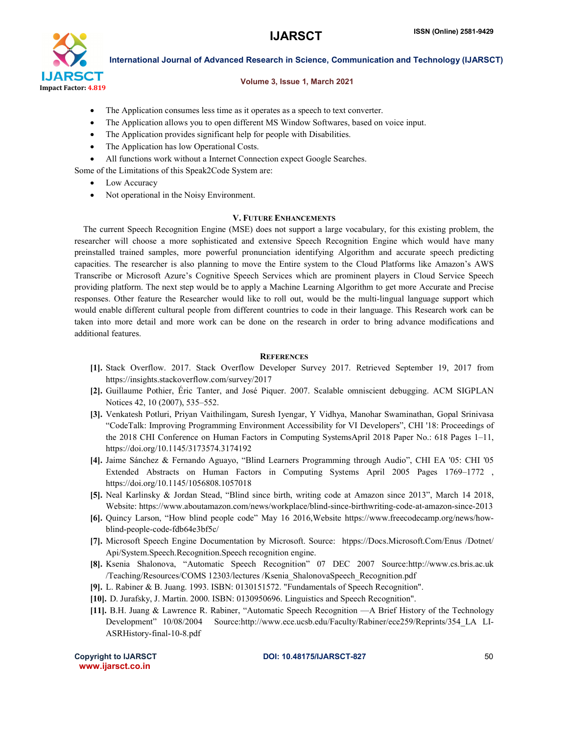- The Application consumes less time as it operates as a speech to text converter.
- The Application allows you to open different MS Window Softwares, based on voice input.
- The Application provides significant help for people with Disabilities.
- The Application has low Operational Costs.
- All functions work without a Internet Connection expect Google Searches.

Some of the Limitations of this Speak2Code System are:

- Low Accuracy
- Not operational in the Noisy Environment.

## V. Future Enhancements

The current Speech Recognition Engine (MSE) does not support a large vocabulary, for this existing problem, the researcher will choose a more sophisticated and extensive Speech Recognition Engine which would have many preinstalled trained samples, more powerful pronunciation identifying Algorithm and accurate speech predicting capacities. The researcher is also planning to move the Entire system to the Cloud Platforms like Amazon's AWS Transcribe or Microsoft Azure's Cognitive Speech Services which are prominent players in Cloud Service Speech providing platform. The next step would be to apply a Machine Learning Algorithm to get more Accurate and Precise responses. Other feature the Researcher would like to roll out, would be the multi-lingual language support which would enable different cultural people from different countries to code in their language. This Research work can be taken into more detail and more work can be done on the research in order to bring advance modifications and additional features.

## References

**[1].** Stack Overflow. 2017. Stack Overflow Developer Survey 2017. Retrieved September 19, 2017 from https://insights.stackoverflow.com/survey/2017

**[2].** Guillaume Pothier, Éric Tanter, and José Piquer. 2007. Scalable omniscient debugging. ACM SIGPLAN Notices 42, 10 (2007), 535–552.

**[3].** Venkatesh Potluri, Priyan Vaithilingam, Suresh Iyengar, Y Vidhya, Manohar Swaminathan, Gopal Srinivasa "CodeTalk: Improving Programming Environment Accessibility for VI Developers", CHI '18: Proceedings of the 2018 CHI Conference on Human Factors in Computing SystemsApril 2018 Paper No.: 618 Pages 1–11, https://doi.org/10.1145/3173574.3174192

**[4].** Jaime Sánchez & Fernando Aguayo, "Blind Learners Programming through Audio", CHI EA '05: CHI '05 Extended Abstracts on Human Factors in Computing Systems April 2005 Pages 1769–1772 , https://doi.org/10.1145/1056808.1057018

**[5].** Neal Karlinsky & Jordan Stead, "Blind since birth, writing code at Amazon since 2013", March 14 2018, Website: https://www.aboutamazon.com/news/workplace/blind-since-birthwriting-code-at-amazon-since-2013

**[6].** Quincy Larson, "How blind people code" May 16 2016,Website https://www.freecodecamp.org/news/how-blind-people-code-fdb64e3bf5c/

**[7].** Microsoft Speech Engine Documentation by Microsoft. Source: htpps://Docs.Microsoft.Com/Enus /Dotnet/ Api/System.Speech.Recognition.Speech recognition engine.

**[8].** Ksenia Shalonova, "Automatic Speech Recognition" 07 DEC 2007 Source:http://www.cs.bris.ac.uk /Teaching/Resources/COMS 12303/lectures /Ksenia_ShalonovaSpeech_Recognition.pdf

**[9].** L. Rabiner & B. Juang. 1993. ISBN: 0130151572. "Fundamentals of Speech Recognition".

**[10].** D. Jurafsky, J. Martin. 2000. ISBN: 0130950696. Linguistics and Speech Recognition".

**[11].** B.H. Juang & Lawrence R. Rabiner, "Automatic Speech Recognition —A Brief History of the Technology Development" 10/08/2004 Source:http://www.ece.ucsb.edu/Faculty/Rabiner/ece259/Reprints/354_LA LI-ASRHistory-final-10-8.pdf